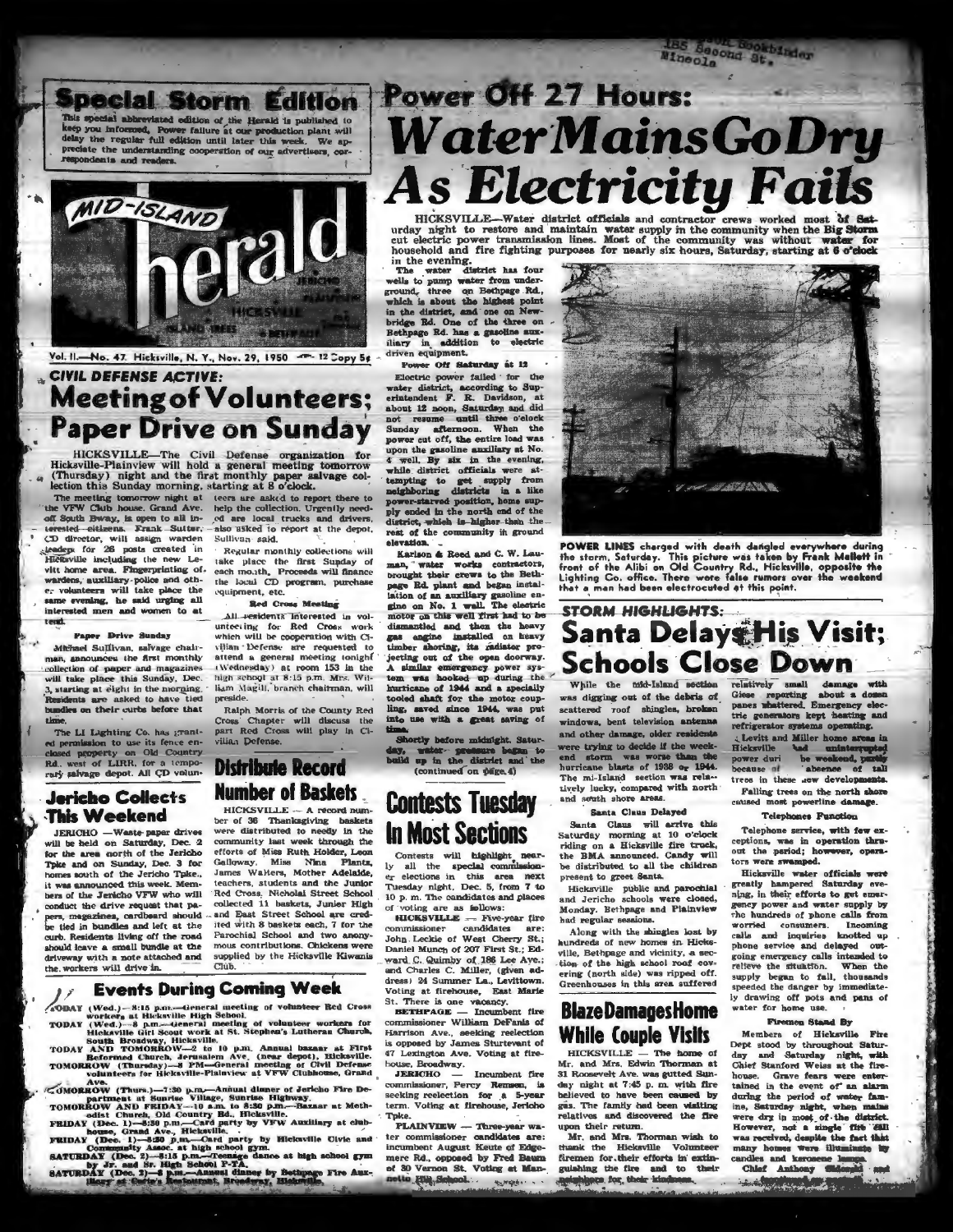155 Second St. Mineola Bookbinder

## Special Storm Edition

This special abbreviated edition of the Herald is published to keep you informed. Power failure at our production plant will delay the regular full edition until later this week. We appreciate the understanding cooperation of our advertisers, correspondents and readers.

# MID-ISLAND herald

Vol. II.—No. 47. Hicksville, N. Y., Nov. 29, 1950 — 12 Copy 5¢

### CIVIL DEFENSE ACTIVE:

# Meeting of Volunteers; Paper Drive on Sunday

HICKSVILLE—The Civil Defense organization for Hicksville-Plainview will hold a general meeting tomorrow (Thursday) night and the first monthly paper salvage collection this Sunday morning, starting at 8 o'clock.

The meeting tomorrow night at the VFW Club house, Grand Ave. off South Bway, is open to all interested citizens. Frank Sutter, CD director, will assign warden leaders for 26 posts created in Hicksville including the new Levitt home area. Fingerprinting of wardens, auxiliary police and other volunteers will take place the same evening, he said urging all interested men and women to attend.

**Paper Drive Sunday**

Michael Sullivan, salvage chairman, announces the first monthly collection of paper and magazines will take place this Sunday, Dec. 3, starting at eight in the morning. Residents are asked to have tied bundles on their curbs before that time.

The LI Lighting Co. has granted permission to use its fence enclosed property on Old Country Rd., west of LIRR, for a temporary salvage depot. All CD volunteers are asked to report there to help the collection. Urgently needed are local trucks and drivers, also asked to report at the depot, Sullivan said.

Regular monthly collections will take place the first Sunday of each month. Proceeds will finance the local CD program, purchase equipment, etc.

**Red Cross Meeting**

All residents interested in volunteering for Red Cross work which will be cooperation with Civilian Defense are requested to attend a general meeting tonight (Wednesday) at room 153 in the high school at 8:15 p.m. Mrs. William Magill, branch chairman, will preside.

Ralph Morris of the County Red Cross Chapter will discuss the part Red Cross will play in Civilian Defense.

## Jericho Collects This Weekend

JERICHO —Waste paper drives will be held on Saturday, Dec. 2 for the area north of the Jericho Tpke and on Sunday, Dec. 3 for homes south of the Jericho Tpke., it was announced this week. Members of the Jericho VFW who will conduct the drive request that papers, magazines, cardboard should be tied in bundles and left at the curb. Residents living off the road should leave a small bundle at the driveway with a note attached and the workers will drive in.

## Distribute Record Number of Baskets

HICKSVILLE — A record number of 36 Thanksgiving baskets were distributed to needy in the community last week through the efforts of Miss Ruth Holder, Leon Galloway, Miss Nina Plantz, James Walters, Mother Adelaide, teachers, students and the Junior Red Cross. Nicholai Street School collected 11 baskets, Junior High and East Street School are credited with 8 baskets each, 7 for the Parochial School and two anonymous contributions. Chickens were supplied by the Hicksville Kiwanis Club.

## Events During Coming Week

TODAY (Wed.)—8:15 p.m.—General meeting of volunteer Red Cross workers at Hicksville High School.
TODAY (Wed.)—8 p.m.—General meeting of volunteer workers for Hicksville Girl Scout work at St. Stephen's Lutheran Church, South Broadway, Hicksville.
TODAY AND TOMORROW—2 to 10 p.m. Annual bazaar at First Reformed Church, Jerusalem Ave. (near depot), Hicksville.
TOMORROW (Thursday)—8 PM—General meeting of Civil Defense volunteers for Hicksville-Plainview at VFW Clubhouse, Grand Ave.
TOMORROW (Thurs.)—7:30 p.m.—Annual dinner of Jericho Fire Department at Sunrise Village, Sunrise Highway.
TOMORROW AND FRIDAY—10 a.m. to 8:30 p.m.—Bazaar at Methodist Church, Old Country Rd., Hicksville.
FRIDAY (Dec. 1)—8:30 p.m.—Card party by VFW Auxiliary at clubhouse, Grand Ave., Hicksville.
FRIDAY (Dec. 1)—8:30 p.m.—Card party by Hicksville Civic and Community Assoc. at high school gym.
SATURDAY (Dec. 2)—8:15 p.m.—Teenage dance at high school gym by Jr. and Sr. High School P-TA.
SATURDAY (Dec. 2)—8 p.m.—Annual dinner by Bethpage Fire Auxiliary at Carlo's Restaurant, Broadway, Hicksville.

### Power Off 27 Hours:

# Water Mains Go Dry As Electricity Fails

HICKSVILLE—Water district officials and contractor crews worked most of Saturday night to restore and maintain water supply in the community when the Big Storm cut electric power transmission lines. Most of the community was without water for household and fire fighting purposes for nearly six hours, Saturday, starting at 6 o'clock in the evening.

The water district has four wells to pump water from underground, three on Bethpage Rd., which is about the highest point in the district, and one on Newbridge Rd. One of the three on Bethpage Rd. has a gasoline auxiliary in addition to electric driven equipment.

**Power Off Saturday at 12**

Electric power failed for the water district, according to Superintendent F. R. Davidson, at about 12 noon, Saturday and did not resume until three o'clock Sunday afternoon. When the power cut off, the entire load was upon the gasoline auxiliary at No. 4 well. By six in the evening, while district officials were attempting to get supply from neighboring districts in a like power-starved position, home supply ended in the north end of the district, which is higher than the rest of the community in ground elevation.

Karlson & Reed and C. W. Lauman, water works contractors, brought their crews to the Bethpage Rd. plant and began installation of an auxiliary gasoline engine on No. 1 well. The electric motor on this well first had to be dismantled and then the heavy gas engine installed on heavy timber shoring, its radiator projecting out of the open doorway. A similar emergency power system was hooked up during the hurricane of 1944 and a specially tooled shaft for the motor coupling, saved since 1944, was put into use with a great saving of time.

Shortly before midnight, Saturday, water pressure began to build up in the district and the (continued on page 4)

POWER LINES charged with death dangled everywhere during the storm, Saturday. This picture was taken by Frank Mallett in front of the Alibi on Old Country Rd., Hicksville, opposite the Lighting Co. office. There were false rumors over the weekend that a man had been electrocuted at this point.

## Contests Tuesday In Most Sections

Contests will highlight nearly all the special commissioner elections in this area next Tuesday night, Dec. 5, from 7 to 10 p. m. The candidates and places of voting are as follows:

HICKSVILLE — Five-year fire commissioner candidates are: John Leckie of West Cherry St.; Daniel Munch of 207 First St.; Edward C. Quimby of 186 Lee Ave.; and Charles C. Miller, (given address) 24 Summer La., Levittown. Voting at firehouse, East Marie St. There is one vacancy.

BETHPAGE — Incumbent fire commissioner William DeFanis of Harrison Ave., seeking reelection is opposed by James Sturtevant of 47 Lexington Ave. Voting at firehouse, Broadway.

JERICHO — Incumbent fire commissioner, Percy Remsen, is seeking reelection for a 5-year term. Voting at firehouse, Jericho Tpke.

PLAINVIEW — Three-year water commissioner candidates are: incumbent August Keute of Edgemere Rd., opposed by Fred Baum of 30 Vernon St. Voting at Mannetto Hill School.

### STORM HIGHLIGHTS:

# Santa Delays His Visit; Schools Close Down

While the mid-Island section was digging out of the debris of scattered roof shingles, broken windows, bent television antenna and other damage, older residents were trying to decide if the weekend storm was worse than the hurricane blasts of 1938 or 1944. The mid-Island section was relatively lucky, compared with north and south shore areas.

**Santa Claus Delayed**

Santa Claus will arrive this Saturday morning at 10 o'clock riding on a Hicksville fire truck, the BMA announced. Candy will be distributed to all the children present to greet Santa.

Hicksville public and parochial and Jericho schools were closed, Monday. Bethpage and Plainview had regular sessions.

Along with the shingles lost by hundreds of new homes in Hicksville, Bethpage and vicinity, a section of the high school roof covering (north side) was ripped off. Greenhouses in this area suffered relatively small damage with Giese reporting about a dozen panes shattered. Emergency electric generators kept heating and refrigerator systems operating.

Levitt and Miller home areas in Hicksville had uninterrupted power during the weekend, partly because of absence of tall trees in these new developments. Falling trees on the north shore caused most powerline damage.

**Telephones Function**

Telephone service, with few exceptions, was in operation throughout the period; however, operators were swamped.

Hicksville water officials were greatly hampered Saturday evening, in their efforts to get emergency power and water supply by the hundreds of phone calls from worried consumers. Incoming calls and inquiries knotted up phone service and delayed outgoing emergency calls intended to relieve the situation. When the supply began to fail, thousands speeded the danger by immediately drawing off pots and pans of water for home use.

**Firemen Stand By**

Members of Hicksville Fire Dept stood by throughout Saturday and Saturday night, with Chief Stanford Weiss at the firehouse. Grave fears were entertained in the event of an alarm during the period of water famine, Saturday night, when mains were dry in most of the district. However, not a single fire call was received, despite the fact that many homes were illuminated by candles and kerosene lamps.

Chief Anthony ...

## Blaze Damages Home While Couple Visits

HICKSVILLE — The home of Mr. and Mrs. Edwin Thorman at 31 Roosevelt Ave. was gutted Sunday night at 7:45 p. m. with fire believed to have been caused by gas. The family had been visiting relatives and discovered the fire upon their return.

Mr. and Mrs. Thorman wish to thank the Hicksville Volunteer firemen for their efforts in extinguishing the fire and to their neighbors for their kindness.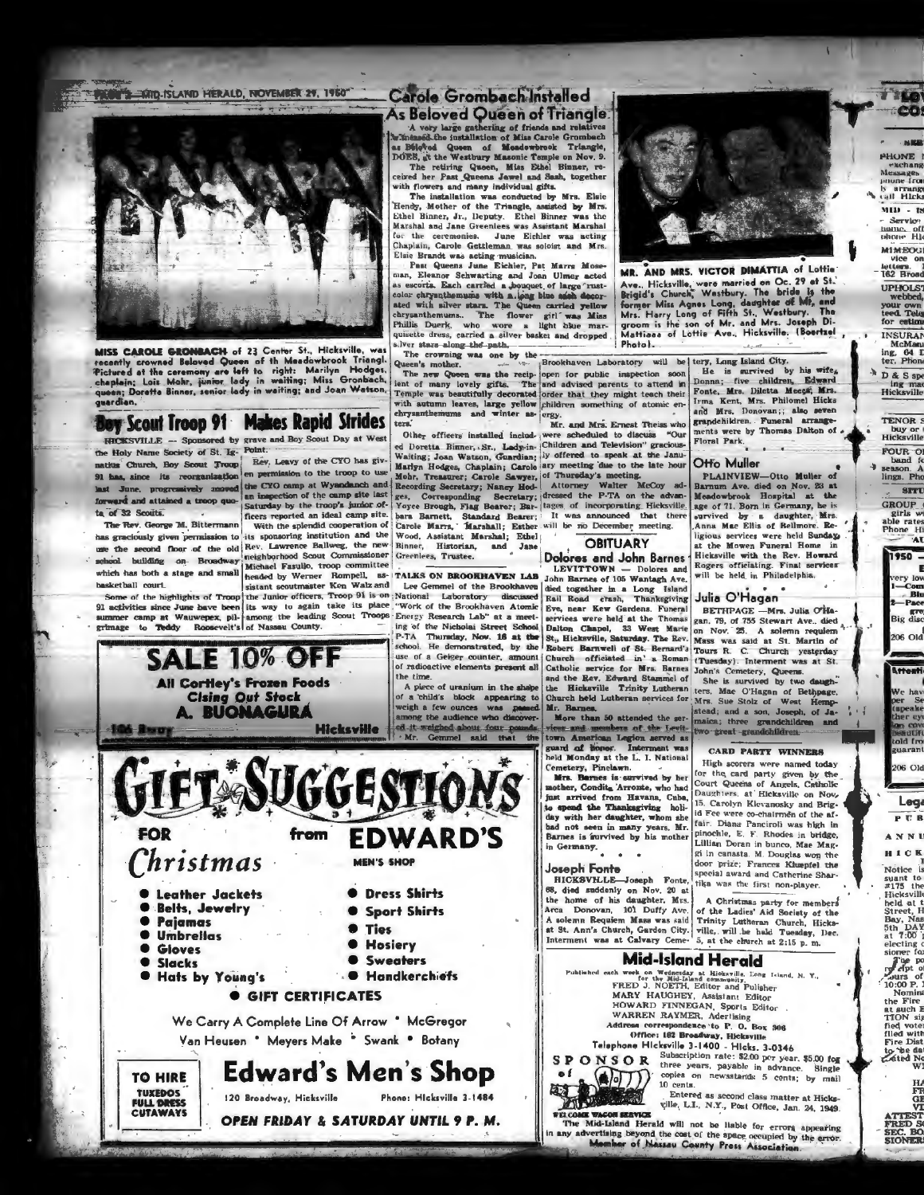# Carole Grombach Installed As Beloved Queen of Triangle

A very large gathering of friends and relatives witnessed the installation of Miss Carole Grombach as Beloved Queen of Meadowbrook Triangle, DOES, at the Westbury Masonic Temple on Nov. 9.

The retiring Queen, Miss Ethel Binner, received her Past Queens Jewel and Sash, together with flowers and many individual gifts.

The installation was conducted by Mrs. Elsie Hendy, Mother of the Triangle, assisted by Mrs. Ethel Binner, Jr., Deputy. Ethel Binner was the Marshal and Jane Greenlees was Assistant Marshal for the ceremonies. June Eichler was acting Chaplain, Carole Gettleman was soloist and Mrs. Elsie Brandt was acting musician.

Past Queens June Eichler, Pat Marra Moseman, Eleanor Schwarting and Joan Ulmer acted as escorts. Each carried a bouquet of large rust-color chrysanthemums with a long blue sash decorated with silver stars. The Queen carried yellow chrysanthemums. The flower girl was Miss Phillis Duerk, who wore a light blue marquisette dress, carried a silver basket and dropped silver stars along the path.

The crowning was one by the Queen's mother.

The new Queen was the recipient of many lovely gifts. The Temple was beautifully decorated with autumn leaves, large yellow chrysanthemums and winter asters.

Other officers installed included Doretta Binner, Sr., Lady-in-Waiting; Joan Watson, Guardian; Marlyn Hodges, Chaplain; Carole Mohr, Treasurer; Carole Sawyer, Recording Secretary; Nancy Hodges, Corresponding Secretary; Yoyce Brough, Flag Bearer; Barbara Barnett, Standard Bearer; Carole Marra, Marshall; Esther Wood, Assistant Marshal; Ethel Binner, Historian, and Jane Greenlees, Trustee.

MISS CAROLE GRONBACH of 23 Center St., Hicksville, was recently crowned Beloved Queen of th Meadowbrook Triangl. Pictured at the ceremony are left to right: Marilyn Hodges, chaplain; Lois Mohr, junior lady in waiting; Miss Gronbach, queen; Doretta Binner, senior lady in waiting; and Joan Watson, guardian.

## Boy Scout Troop 91 Makes Rapid Strides

HICKSVILLE — Sponsored by the Holy Name Society of St. Ignatius Church, Boy Scout Troop 91 has, since its reorganization last June, progressively moved forward and attained a troop quota of 32 Scouts.

The Rev. George M. Bittermann has graciously given permission to use the second floor of the old school building on Broadway which has both a stage and small basketball court.

Some of the highlights of Troop 91 activities since June have been summer camp at Wauwepex, pilgrimage to Teddy Roosevelt's grave and Boy Scout Day at West Point.

Rev. Leavy of the CYO has given permission to the troop to use the CYO camp at Wyandanch and an inspection of the camp site last Saturday by the troop's junior officers reported an ideal camp site.

With the splendid cooperation of its sponsoring institution and the Rev. Lawrence Ballweg, the new neighborhood Scout Commissioner Michael Fasullo, troop committee headed by Werner Rompell, assistant scoutmaster Ken Walz and the Junior officers, Troop 91 is on its way to again take its place among the leading Scout Troops of Nassau County.

**SALE 10% OFF**
All Cortley's Frozen Foods
Clsing Out Stock
**A. BUONAGURA**
106 B'way Hicksville

### TALKS ON BROOKHAVEN LAB

Lee Gemmel of the Brookhaven National Laboratory discussed "Work of the Brookhaven Atomic Energy Research Lab" at a meeting of the Nicholai Street School P-TA Thursday, Nov. 16 at the school. He demonstrated, by the use of a Geiger counter, amount of radioactive elements present all the time.

A piece of uranium in the shape of a child's block appearing to weigh a few ounces was passed among the audience who discovered it weighed about four pounds.

Mr. Gemmel said that the Brookhaven Laboratory will be open for public inspection soon and advised parents to attend in order that they might teach their children something of atomic energy.

Mr. and Mrs. Ernest Theiss who were scheduled to discuss "Our Children and Television" graciously offered to speak at the January meeting due to the late hour of Thursday's meeting.

Attorney Walter McCoy addressed the P-TA on the advantages of incorporating Hicksville. It was announced that there will be no December meeting.

MR. AND MRS. VICTOR DIMATTIA of Lottie Ave., Hicksville, were married on Oc. 29 at St. Brigid's Church, Westbury. The bride is the former Miss Agnes Long, daughter of Mr. and Mrs. Harry Long of Fifth St., Westbury. The groom is the son of Mr. and Mrs. Joseph DiMattiaa of Lottie Ave., Hicksville. (Boertzel Photo).

## OBITUARY

### Dolores and John Barnes

LEVITTOWN — Dolores and John Barnes of 105 Wantagh Ave. died together in a Long Island Rail Road crash, Thanksgiving Eve, near Kew Gardens. Funeral services were held at the Thomas Dalton Chapel, 33 West Marie St., Hicksville, Saturday. The Rev. Robert Barnwell of St. Bernard's Church officiated in a Roman Catholic service for Mrs. Barnes and the Rev. Edward Stammel of the Hicksville Trinity Lutheran Church held Lutheran services for Mr. Barnes.

More than 50 attended the services and members of the Levittown American Legion served as guard of honor. Interment was held Monday at the L. I. National Cemetery, Pinelawn.

Mrs. Barnes is survived by her mother, Condita Arronte, who had just arrived from Havana, Cuba, to spend the Thanksgiving holiday with her daughter, whom she had not seen in many years. Mr. Barnes is survived by his mother in Germany.

### Joseph Fonte

HICKSVILLE—Joseph Fonte, 68, died suddenly on Nov. 20 at the home of his daughter, Mrs. Arca Donovan, 101 Duffy Ave. A solemn Requiem Mass was said at St. Ann's Church, Garden City. Interment was at Calvary Cemetery, Long Island City.

He is survived by his wife, Donna; five children, Edward Fonte, Mrs. Diletta Meegs, Mrs. Irma Kent, Mrs. Philomel Hicks and Mrs. Donovan; also seven grandchildren. Funeral arrangements were by Thomas Dalton of Floral Park.

### Otto Muller

PLAINVIEW—Otto Muller of Barnum Ave. died on Nov. 23 at Meadowbrook Hospital at the age of 71. Born in Germany, he is survived by a daughter, Mrs. Anna Mae Ellis of Bellmore. Religious services were held Sunday at the Mowen Funeral Home in Hicksville with the Rev. Howard Rogers officiating. Final services will be held in Philadelphia.

### Julia O'Hagan

BETHPAGE —Mrs. Julia O'Hagan, 79, of 755 Stewart Ave., died on Nov. 25. A solemn requiem Mass was said at St. Martin of Tours R. C. Church yesterday (Tuesday). Interment was at St. John's Cemetery, Queens.

She is survived by two daughters, Mae O'Hagan of Bethpage, Mrs. Sue Stolz of West Hempstead; and a son, Joseph, of Jamaica; three grandchildren and two great grandchildren.

### CARD PARTY WINNERS

High scorers were named today for the card party given by the Court Queens of Angels, Catholic Daughters, at Hicksville on Nov. 15. Carolyn Klevanosky and Brigid Fee were co-chairmen of the affair. Diana Panciroli was high in pinochle, E. F. Rhodes in bridge, Lillian Doran in bunco, Mae Maggi in canasta. M. Douglas won the door prize; Frances Kluepfel the special award and Catherine Shartiga was the first non-player.

A Christmas party for members of the Ladies' Aid Society of the Trinity Lutheran Church, Hicksville, will be held Tuesday, Dec. 5, at the church at 2:15 p. m.

**GIFT SUGGESTIONS FOR Christmas from EDWARD'S MEN'S SHOP**

- Leather Jackets
- Belts, Jewelry
- Pajamas
- Umbrellas
- Gloves
- Slacks
- Hats by Young's
- Dress Shirts
- Sport Shirts
- Ties
- Hosiery
- Sweaters
- Handkerchiefs
- GIFT CERTIFICATES

We Carry A Complete Line Of Arrow • McGregor Van Heusen • Meyers Make • Swank • Botany

TO HIRE TUXEDOS FULL DRESS CUTAWAYS

**Edward's Men's Shop**
120 Broadway, Hicksville Phone: Hicksville 3-1484
OPEN FRIDAY & SATURDAY UNTIL 9 P. M.

## Mid-Island Herald

Published each week on Wednesday at Hicksville, Long Island, N. Y., for the Mid-Island community.

FRED J. NOETH, Editor and Pulisher
MARY HAUGHEY, Assistant Editor
HOWARD FINNEGAN, Sports Editor
WARREN RAYMER, Advertising

Address correspondence to P. O. Box 306
Office: 162 Broadway, Hicksville
Telephone Hicksville 3-1400 - Hicks. 3-0346

SPONSOR of WELCOME WAGON SERVICE

Subscription rate: $2.00 per year, $5.00 for three years, payable in advance. Single copies on newsstands: 5 cents; by mail 10 cents.

Entered as second class matter at Hicksville, L.I., N.Y., Post Office, Jan. 24, 1949.

The Mid-Island Herald will not be liable for errors appearing in any advertising beyond the cost of the space occupied by the error.

Member of Nassau County Press Association.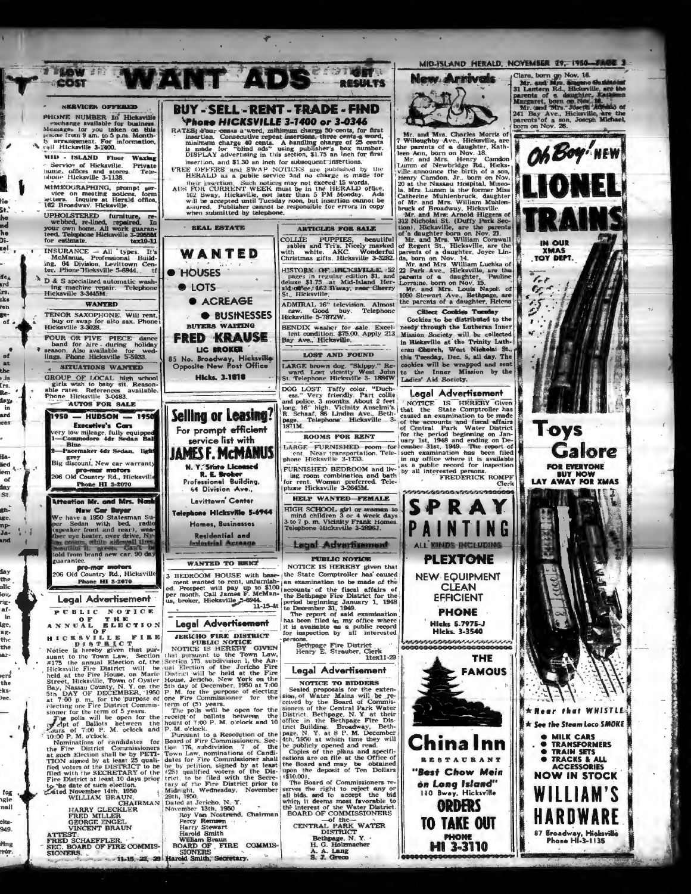# LOW COST WANT ADS GET RESULTS

## SERVICES OFFERED

PHONE NUMBER In Hicksville exchange available for business. Messages for you taken on this phone from 9 am. to 5 p.m. Monthly arrangement. For information, call Hicksville 3-1400.

MID - ISLAND Floor Waxing Service of Hicksville. Private home, offices and stores. Telephone Hicksville 3-1138.

MIMEOGRAPHING, prompt service on meeting notices, form letters. Inquire at Herald office, 162 Broadway. Hicksville.

UPHOLSTERED furniture, rewebbed, re-lined, repaired. In your own home. All work guaranteed. Telephone Hicksville 3-2088M for estimate. tex10-11

INSURANCE — All types. It's McManus, Professional Building, 64 Division, Levittown Center. Phone Hicksville 5-6944. tf

D & S specialized automatic washing machine repair. Telephone Hicksville 3-3445M.

## WANTED

TENOR SAXOPHONE. Will rent, buy or swap for alto sax. Phone Hicksville 3-3028.

FOUR OR FIVE PIECE dance band for hire during holiday season. Also available for weddings. Phone Hicksville 5-5933.

## SITUATIONS WANTED

GROUP OF LOCAL high school girls wish to baby sit. Reasonable rates. References available. Phone Hicksville 3-0483.

## AUTOS FOR SALE

**1950 — HUDSON — 1950**

**Executive's Cars**

very low mileage, fully equipped
1—Commodore 4dr Sedan Ball Blue
1—Pacemaker 4dr Sedan, light grey
Big discount, New car warranty

**pro-mar motors**
206 Old Country Rd., Hicksville
**Phone HI 3-2070**

**Attention Mr. and Mrs. Nash New Car Buyer**

We have a 1950 Statesman Super Sedan with bed, radio (speaker front and rear), weather eye heater, over drive, Nash covers, white sidewall tires, beautiful ... green. Can't be told from brand new car. 90 day guarantee.

**pro-mar motors**
206 Old Country Rd., Hicksville
**Phone HI 3-2070**

## Legal Advertisement

**PUBLIC NOTICE OF ANNUAL ELECTION OF HICKSVILLE FIRE DISTRICT**

Notice is hereby given that pursuant to the Town Law, Section #175 the annual Election of the Hicksville Fire District will be held at the Fire House, on Marie Street, Hicksville, Town of Oyster Bay, Nassau County, N. Y. on the 5th DAY OF DECEMBER, 1950 at 7:00 p. m., for the purpose of electing one Fire District Commissioner for the term of 5 years.

The polls will be open for the receipt of Ballots between the hours of 7:00 P. M. oclock and 10:00 P. M. o'clock.

Nominations of candidates for the Fire District Commissioners at such Election shall be by PETITION signed by at least 25 qualified voters of the DISTRICT to be filed with the SECRETARY of the Fire District at least 10 days prior to the date of such election.

Dated November 14th, 1950

WILLIAM BRAUN, CHAIRMAN
HARRY GLECKLER
FRED MILLER
GEORGE ENGEL
VINCENT BRAUN

ATTEST:
FRED SCHAEFFLER,
SEC. BOARD OF FIRE COMMISSIONERS.

11-15, 22, 29

## BUY - SELL - RENT - TRADE - FIND

**Phone HICKSVILLE 3-1400 or 3-0346**

RATES: Four cents a word, minimum charge 50 cents, for first insertion. Consecutive repeat insertions, three cents a word, minimum charge 40 cents. A handling charge of 25 cents is made for "blind ads" using publisher's box number. DISPLAY advertising in this section, $1.75 an inch for first insertion, and $1.30 an inch for subsequent insertions.

FREE OFFERS and SWAP NOTICES are published by the HERALD as a public service and no charge is made for their insertion. Such notices may not exceed 15 words.

ADS FOR CURRENT WEEK must be in the HERALD office, 162 Bway, Hicksville, not later than 5 PM Monday. Ads will be accepted until Tuesday noon, but insertion cannot be assured. Publisher cannot be responsible for errors in copy when submitted by telephone.

## REAL ESTATE

**WANTED**

- HOUSES
- LOTS
- ACREAGE
- BUSINESSES

BUYERS WAITING

**FRED KRAUSE**
LIC BROKER
85 No. Broadway, Hicksville
Opposite New Post Office
**Hicks. 3-1818**

**Selling or Leasing?**

For prompt efficient service list with

**JAMES F. McMANUS**
N. Y. State Licensed R. E. Broker
Professional Building,
64 Division Ave.,
Levittown Center
Telephone Hicksville 5-6944
Homes, Businesses
Residential and Industrial Acreage

## WANTED TO RENT

3 BEDROOM HOUSE with basement wanted to rent, unfurnished. Prospect will pay up to $100 per month. Call James F. McManus, broker, Hicksville 5-6944. 11-15-4t

## Legal Advertisement

**JERICHO FIRE DISTRICT PUBLIC NOTICE**

NOTICE IS HEREBY GIVEN that pursuant to the Town Law, Section 175, subdivision 1, the Annual Election of the Jericho Fire District will be held at the Fire House, Jericho, New York on the 5th day of December, 1950 at 7:00 P. M. for the purpose of electing one Fire Commissioner for the term of (5) years.

The polls will be open for the receipt of ballots between the hours of 7:00 P. M. o'clock and 10 P. M. o'clock.

Pursuant to a Resolution of the Board of Fire Commissioners, Section 176, subdivision 7 of the Town Law, nominations of Candidates for Fire Commissioner shall be by petition, signed by at least (25) qualified voters of the District, to be filed with the Secretary of the Fire District prior to Midnight, Wednesday, November 29th, 1950.

Dated at Jericho, N. Y.
November 13th, 1950

Roy Van Nostrand, Chairman
Percy Remsen
Harry Stewart
Harold Smith
William Braun
BOARD OF FIRE COMMISSIONERS
Harold Smith, Secretary.

## ARTICLES FOR SALE

COLLIE PUPPIES, beautiful sables and Tri's. Nicely marked with white. AKC. Wonderful Christmas gifts. Hicksville 3-3282.

HISTORY OF HICKSVILLE, 52 pages in regular edition $1, and deluxe $1.75, at Mid-Island Herald office, 162 B'way, near Cherry St., Hicksville.

ADMIRAL 16" television. Almost new. Good buy. Telephone Hicksville 5-7872W.

BENDIX washer for sale. Excellent condition. $75.00. Apply 213 Bay Ave., Hicksville.

## LOST AND FOUND

LARGE brown dog, "Skippy." Reward. Lost vicinity West John St. Telephone Hicksville 3- 1884W

DOG LOST. Taffy color, "Duchess." Very friendly. Part collie and police, 3 months. About 2 feet long, 16" high. Vicinity Anselm's, R. Schaaf, 86 Linden Ave., Bethpage. Telephone Hicksville 3-1871M.

## ROOMS FOR RENT

LARGE FURNISHED room for rent. Near transportation. Telephone Hicksville 3-1733.

FURNISHED BEDROOM and living room combination and bath for rent. Woman preferred. Telephone Hicksville 3-2645M.

## HELP WANTED—FEMALE

HIGH SCHOOL girl or woman to mind children 3 or 4 week days 3 to 7 p. m. Vicinity Frank Homes. Telephone Hicksville 3-2896J.

## Legal Advertisement

**PUBLIC NOTICE**

NOTICE IS HEREBY given that the State Comptroller has caused an examination to be made of the accounts of the fiscal affairs of the Bethpage Fire District for the period beginning January 1, 1948 to December 31, 1949.

The report of said examination has been filed in my office where it is available as a public record for inspection by all interested persons.

Bethpage Fire District
Henry E. Strauber, Clerk
1tex11-29

## Legal Advertisement

**NOTICE TO BIDDERS**

Sealed proposals for the extension of Water Mains will be received by the Board of Commissioners of the Central Park Water District, Bethpage, N. Y. at their office in the Bethpage Fire District Building, Broadway, Bethpage, N. Y. at 8 P. M. December 4th, 1950 at which time they will be publicly opened and read.

Copies of the plans and specifications are on file at the Office of the Board and may be obtained upon the deposit of Ten Dollars ($10.00).

The Board of Commissioners reserves the right to reject any or all bids, and to accept the bid which it deems most favorable to the interest of the Water District.

BOARD OF COMMISSIONERS
of the
CENTRAL PARK WATER DISTRICT
Bethpage, N. Y.
H. G. Holzmacher
A. A. Lang
S. J. Greco

## New Arrivals

Mr. and Mrs. Charles Morris of 7 Willoughby Ave., Hicksville, are the parents of a daughter, Kathleen Ann, born on Nov. 18.

Mr. and Mrs. Henry Camdon Lumm of Newbridge Rd., Hicksville announce the birth of a son, Henry Camdon, Jr., born on Nov. 20 at the Nassau Hospital, Mineola. Mrs. Lumm is the former Miss Catherine Muhlenbruck, daughter of Mr. and Mrs. William Muhlenbruck of Broadway, Hicksville.

Mr. and Mrs. Arnold Higgens of 312 Nicholai St. (Duffy Park Section), Hicksville, are the parents of a daughter born on Nov. 21.

Mr. and Mrs. William Cornwall of Regent St., Hicksville, are the parents of a daughter, Joyce Linda, born on Nov. 14.

Mr. and Mrs. William Luchka of 22 Park Ave., Hicksville, are the parents of a daughter, Pauline Lorraine, born on Nov. 15.

Mr. and Mrs. Louis Napoli of 1090 Stewart Ave., Bethpage, are the parents of a daughter, Helena Clara, born on Nov. 16.

Mr. and Mrs. Eugene Gudeman of 31 Lantern Rd., Hicksville, are the parents of a daughter, Kathleen Margaret, born on Nov. 18.

Mr. and Mrs. Joseph Amato of 241 Bay Ave., Hicksville, are the parents of a son, Joseph Michael, born on Nov. 26.

### Collect Cookies Tuesday

Cookies to be distributed to the needy through the Lutheran Inner Mission Society will be collected in Hicksville at the Trinity Lutheran Church, West Nicholai St., this Tuesday, Dec. 5, all day. The cookies will be wrapped and sent to the Inner Mission by the Ladies' Aid Society.

## Legal Advertisement

NOTICE IS HEREBY Given that the State Comptroller has caused an examination to be made of the accounts and fiscal affairs of Central Park Water District for the period beginning on January 1st, 1948 and ending on December 31st, 1949. The report of such examination has been filed in my office where it is available as a public record for inspection by all interested persons.

FREDERICK ROMPF
Clerk

**SPRAY PAINTING**
ALL KINDS INCLUDING
**PLEXTONE**
NEW EQUIPMENT
CLEAN
EFFICIENT
**PHONE**
**Hicks 5-7975-J**
**Hicks. 3-3540**

**THE FAMOUS China Inn**
RESTAURANT
"Best Chow Mein on Long Island"
110 Bway, Hicksville
**ORDERS TO TAKE OUT**
PHONE
**HI 3-3110**

**Oh Boy! NEW LIONEL TRAINS**
IN OUR XMAS TOY DEPT.

**Toys Galore**
FOR EVERYONE
BUY NOW
LAY AWAY FOR XMAS

★ Hear that WHISTLE
★ See the Steam Loco SMOKE

- MILK CARS
- TRANSFORMERS
- TRAIN SETS
- TRACKS & ALL ACCESSORIES

NOW IN STOCK

**WILLIAM'S HARDWARE**
87 Broadway, Hicksville
Phone HI-3-1135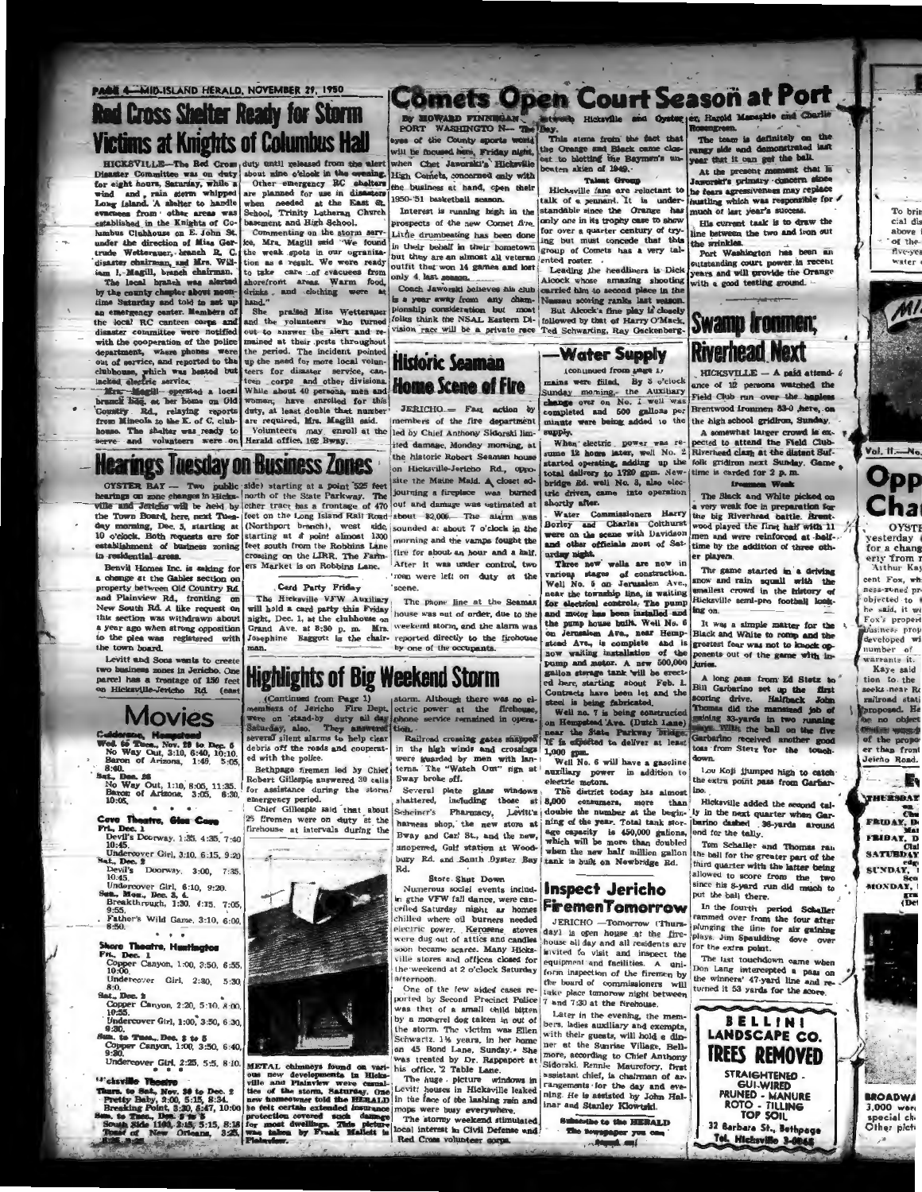# Red Cross Shelter Ready for Storm Victims at Knights of Columbus Hall

HICKSVILLE—The Red Cross Disaster Committee was on duty for eight hours, Saturday, while a wind and rain storm whipped Long Island. A shelter to handle evacuees from other areas was established in the Knights of Columbus Clubhouse on E. John St. under the direction of Miss Gertrude Wetterauer, branch R. C. disaster chairman, and Mrs. William I. Magill, branch chairman.

The local branch was alerted by the county chapter about noontime Saturday and told to set up an emergency center. Members of the local RC canteen corps and disaster committee were notified with the cooperation of the police department, where phones were out of service, and reported to the clubhouse, which was heated but lacked electric service.

Mrs. Magill operated a local branch base at her home on Old Country Rd., relaying reports from Mineola to the K. of C. clubhouse. The shelter was ready to serve and volunteers were on duty until released from the alert about nine o'clock in the evening.

Other emergency RC shelters are planned for use in disasters when needed at the East St. School, Trinity Lutheran Church basement and High School.

Commenting on the storm service, Mrs. Magill said "We found the weak spots in our organization as a result. We were ready to take care of evacuees from shorefront areas. Warm food, drinks and clothing were at hand."

She praised Miss Wetterauer and the volunteers who turned out to answer the alert and remained at their posts throughout the period. The incident pointed up the need for more local volunteers for disaster service, canteen corps and other divisions. While about 40 persons, men and women, have enrolled for this duty, at least double that number are required, Mrs. Magill said.

Volunteers may enroll at the Herald office, 162 Bway.

# Hearings Tuesday on Business Zones

OYSTER BAY — Two public hearings on zone changes in Hicksville and Jericho will be held by the Town Board, here, next Tuesday morning, Dec. 5, starting at 10 o'clock. Both requests are for establishment of business zoning in residential areas.

Benvil Homes Inc. is asking for a change at the Gables section on property between Old Country Rd. and Plainview Rd, fronting on New South Rd. A like request on this section was withdrawn about a year ago when strong opposition to the plea was registered with the town board.

Levitt and Sons wants to create two business zones in Jericho. One parcel has a frontage of 150 feet on Hicksville-Jericho Rd. (east side) starting at a point 525 feet north of the State Parkway. The other tract has a frontage of 470 feet on the Long Island Rail Road (Northport branch), west side, starting at a point almost 1300 feet south from the Robbins Lane crossing on the LIRR. The Farmers Market is on Robbins Lane.

### Card Party Friday

The Hicksville VFW Auxiliary will hold a card party this Friday night, Dec. 1, at the clubhouse on Grand Ave. at 8:30 p. m. Mrs. Josephine Baggott is the chairman.

# Movies

**Calderone, Hempstead**

Wed. to Tues., Nov. 29 to Dec. 5
No Way Out, 3:10, 6:40, 10:10.
Baron of Arizona, 1:40, 5:05, 8:40.
Sat., Dec. 2
No Way Out, 1:10, 8:05, 11:35.
Baron of Arizona, 3:05, 6:30, 10:05.

**Cove Theatre, Glen Cove**

Fri., Dec. 1
Devil's Doorway, 1:35, 4:35, 7:40, 10:45.
Undercover Girl, 3:10, 6:15, 9:20.
Sat., Dec. 2
Devil's Doorway, 3:00, 7:35, 10:45.
Undercover Girl, 6:10, 9:20.
Sun., Mon., Dec. 3, 4
Breakthrough, 1:30, 4:15, 7:05, 9:55.
Father's Wild Game, 3:10, 6:00, 8:50.

**Shore Theatre, Huntington**

Fri., Dec. 1
Copper Canyon, 1:00, 3:50, 6:55, 10:00.
Undercover Girl, 2:30, 5:30, 8:0.
Sat., Dec. 2
Copper Canyon, 2:20, 5:10, 8:00, 10:55.
Undercover Girl, 1:00, 3:50, 6:30, 9:30.
Sun. to Tues., Dec. 3 to 5
Copper Canyon, 1:00, 3:50, 6:40, 9:20.
Undercover Girl, 2:25, 5:5, 8:10.

**Hicksville Theatre**

Thurs. to Sat., Nov. 30 to Dec. 2
Pretty Baby, 2:00, 5:15, 8:34.
Breaking Point, 3:30, 6:47, 10:00
Sun. to Tues., Dec. 3 to 5
South Side 1-1000, 2:15, 5:15, 8:18
Pagan of New Orleans, 3:25, ...

# Comets Open Court Season at Port

By HOWARD FINNEGAN

PORT WASHINGTON — The eyes of the County sports world will be focused here, Friday night, when Chet Jaworski's Hicksville High Comets, concerned only with the business at hand, open their 1950-'51 basketball season.

Interest is running high in the prospects of the new Comet five. Little drumbeating has been done in their behalf in their hometown but they are an almost all veteran outfit that won 14 games and lost only 4 last season.

Coach Jaworski believes his club is a year away from any championship consideration but most folks think the NSAL Eastern Division race will be a private race between Hicksville and Oyster Bay.

This stems from the fact that the Orange and Black came closest to blotting the Baymen's unbeaten skien of 1949.

### Talent Group

Hicksville fans are reluctant to talk of a pennant. It is understandable since the Orange has only one in its trophy case to show for over a quarter century of trying but must concede that this group of Comets has a very talented roster.

Leading the headliners is Dick Alcock whose amazing shooting carried him to second place in the Nassau scoring ranks last season.

But Alcock's fine play is closely followed by that of Harry O'Mack, Ted Schwarting, Ray Gackenberger, Harold Manaskie and Charlie Rosengreen.

The team is definitely on the rangy side and demonstrated last year that it can get the ball.

At the present moment that is Jaworski's primary concern since he fears agressiveness may replace hustling which was responsible for much of last year's success.

His current task is to draw the line between the two and iron out the wrinkles.

Port Washington has been an outstanding court power in recent years and will provide the Orange with a good testing ground.

# Historic Seaman Home Scene of Fire

JERICHO — Fast action by members of the fire department led by Chief Anthony Sidorski limited damage, Monday morning, at the historic Robert Seaman house on Hicksville-Jericho Rd., opposite the Maine Maid. A closet adjourning a fireplace was burned out and damage was estimated at about $2,000. The alarm was sounded at about 7 o'clock in the morning and the vamps fought the fire for about an hour and a half. After it was under control, two men were left on duty at the scene.

The phone line at the Seaman house was out of order, due to the weekend storm, and the alarm was reported directly to the firehouse by one of the occupants.

# —Water Supply

(continued from page 1)

mains were filled. By 3 o'clock Sunday morning—the Auxiliary change over on No. 1 well was completed and 500 gallons per minute were being added to the supply.

When electric power was resumed 12 hours later, well No. 2 started operating, adding up the total delivery to 1720 gpm. Newbridge Rd. well No. 3, also electric driven, came into operation shortly after.

Water Commissioners Harry Borley and Charles Colthurst were on the scene with Davidson and other officials most of Saturday night.

Three new wells are now in various stages of construction. Well No. 5 on Jerusalem Ave., near the township line, is waiting for electrical controls. The pump and motor has been installed and the pump house built. Well No. 6 on Jerusalem Ave., near Hempstead Ave., is complete and is now waiting installation of the pump and motor. A new 500,000 gallon storage tank will be erected here, starting about Feb. 1. Contracts have been let and the steel is being fabricated.

Well no. 7 is being constructed on Hempstead Ave. (Dutch Lane) near the State Parkway bridge. It is expected to deliver at least 1,000 gpm.

Well No. 6 will have a gasoline auxiliary power in addition to electric motors.

The district today has almost 8,000 consumers, more than double the number at the beginning of the year. Total tank storage capacity is 450,000 gallons, which will be more than doubled when the new half million gallon tank is built on Newbridge Rd.

# Inspect Jericho Firemen Tomorrow

JERICHO — Tomorrow (Thursday) is open house at the firehouse all day and all residents are invited to visit and inspect the equipment and facilities. A uniform inspection of the firemen by the board of commissioners will take place tomorrow night between 7 and 7:30 at the firehouse.

Later in the evening, the members, ladies auxiliary and exempts, with their guests, will hold a dinner at the Sunrise Village, Bellmore, according to Chief Anthony Sidorski. Rennie Maurofory, first assistant chief, is chairman of arrangements for the day and evening. He is assisted by John Halinar and Stanley Klowtski.

**Subscribe to the HERALD**
**The newspaper you can depend on!**

# Highlights of Big Weekend Storm

(Continued from Page 1)

members of Jericho Fire Dept. were on stand-by duty all day Saturday, also. They answered several silent alarms to help clear debris off the roads and cooperated with the police.

Bethpage firemen led by Chief Robert Gillespie answered 30 calls for assistance during the storm emergency period.

Chief Gillespie said that about 25 firemen were on duty at the firehouse at intervals during the storm. Although there was no electric power at the firehouse, phone service remained in operation.

Railroad crossing gates snapped in the high winds and crossings were guarded by men with lanterns. The "Watch Out" sign at Bway broke off.

Several plate glass windows shattered, including those at Scheiner's Pharmacy, Levitt's harness shop, the new store at Bway and Carl St., and the new, unopened, Gulf station at Woodbury Rd. and South Oyster Bay Rd.

### Store Shut Down

Numerous social events including the VFW fall dance, were cancelled Saturday night as homes chilled where oil burners needed electric power. Kerosene stoves were dug out of attics and candles soon became scarce. Many Hicksville stores and offices closed for the weekend at 2 o'clock Saturday afternoon.

One of the few aided cases reported by Second Precinct Police was that of a small child bitten by a mongrel dog taken in out of the storm. The victim was Ellen Schwartz, 1½ years, in her home on 45 Bond Lane, Sunday. She was treated by Dr. Rappaport at his office, 2 Table Lane.

The huge picture windows in Levitt houses in Hicksville leaked in the face of the lashing rain and mops were busy everywhere.

The stormy weekend stimulated local interest in Civil Defense and Red Cross volunteer corps.

METAL chimneys found on various new developments in Hicksville and Plainview were casualties of the storm, Saturday. One new homeowner told the HERALD he felt certain extended insurance protection covered such damage for most dwellings. This picture was taken by Frank Mallett in Plainview.

# Swamp Ironmen; Riverhead Next

HICKSVILLE — A paid attendance of 12 persons watched the Field Club run over the hapless Brentwood Ironmen 33-0 here, on the high school gridiron, Sunday.

A somewhat larger crowd is expected to attend the Field Club-Riverhead clash at the distant Suffolk gridiron next Sunday. Game time is carded for 2 p. m.

### Ironmen Weak

The Black and White picked on a very weak foe in preparation for the big Riverhead battle. Brentwood played the first half with 11 men and were reinforced at half-time by the addition of three other players.

The game started in a driving snow and rain squall with the smallest crowd in the history of Hicksville semi-pro football looking on.

It was a simple matter for the Black and White to romp and the greatest fear was not to knock opponents out of the game with injuries.

A long pass from Ed Stetz to Bill Garbarino set up the first scoring drive. Halfback John Thomas did the manstead job of gaining 33-yards in two running plays. With the ball on the five Garbarino received another good toss from Stetz for the touchdown.

Lou Koji jumped high to catch the extra point pass from Garbarino.

Hicksville added the second tally in the next quarter when Garbarino dashed 36-yards around end for the tally.

Tom Schaller and Thomas ran the ball for the greater part of the third quarter with the latter being allowed to score from the two since his 8-yard run did much to put the ball there.

In the fourth period Schaller rammed over from the four after plunging the line for air gaining plays. Jim Spaulding dove over for the extra point.

The last touchdown came when Don Lang intercepted a pass on the winners' 47-yard line and returned it 53 yards for the score.

**BELLINI LANDSCAPE CO.**

**TREES REMOVED**

STRAIGHTENED - GUI-WIRED
PRUNED - MANURE
ROTO - TILLING
TOP SOIL

32 Barbara St., Bethpage
Tel. Hicksville 3-0848